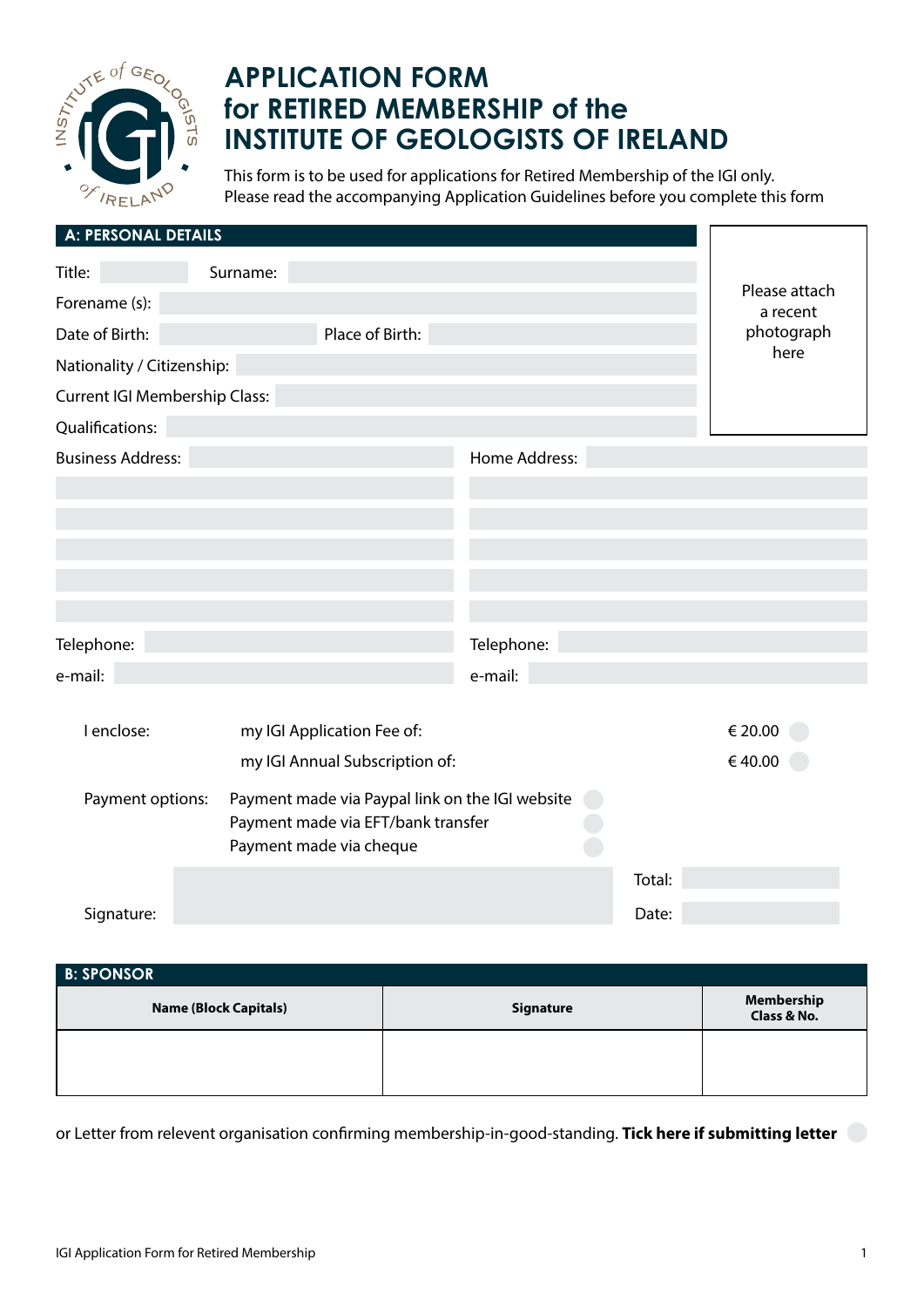# APPLICATION FORM for RETIRED MEMBERSHIP of the INSTITUTE OF GEOLOGISTS OF IRELAND

This form is to be used for applications for Retired Membership of the IGI only.
Please read the accompanying Application Guidelines before you complete this form

## A: PERSONAL DETAILS

Please attach a recent photograph here

Title: Surname:

Forename (s):

Date of Birth: Place of Birth:

Nationality / Citizenship:

Current IGI Membership Class:

Qualifications:

Business Address:

Home Address:

Telephone:

e-mail:

Telephone:

e-mail:

I enclose: my IGI Application Fee of: € 20.00

my IGI Annual Subscription of: € 40.00

Payment options:
- Payment made via Paypal link on the IGI website
- Payment made via EFT/bank transfer
- Payment made via cheque

Total:

Signature:

Date:

## B: SPONSOR

| Name (Block Capitals) | Signature | Membership Class & No. |
|---|---|---|
| | | |

or Letter from relevent organisation confirming membership-in-good-standing. **Tick here if submitting letter**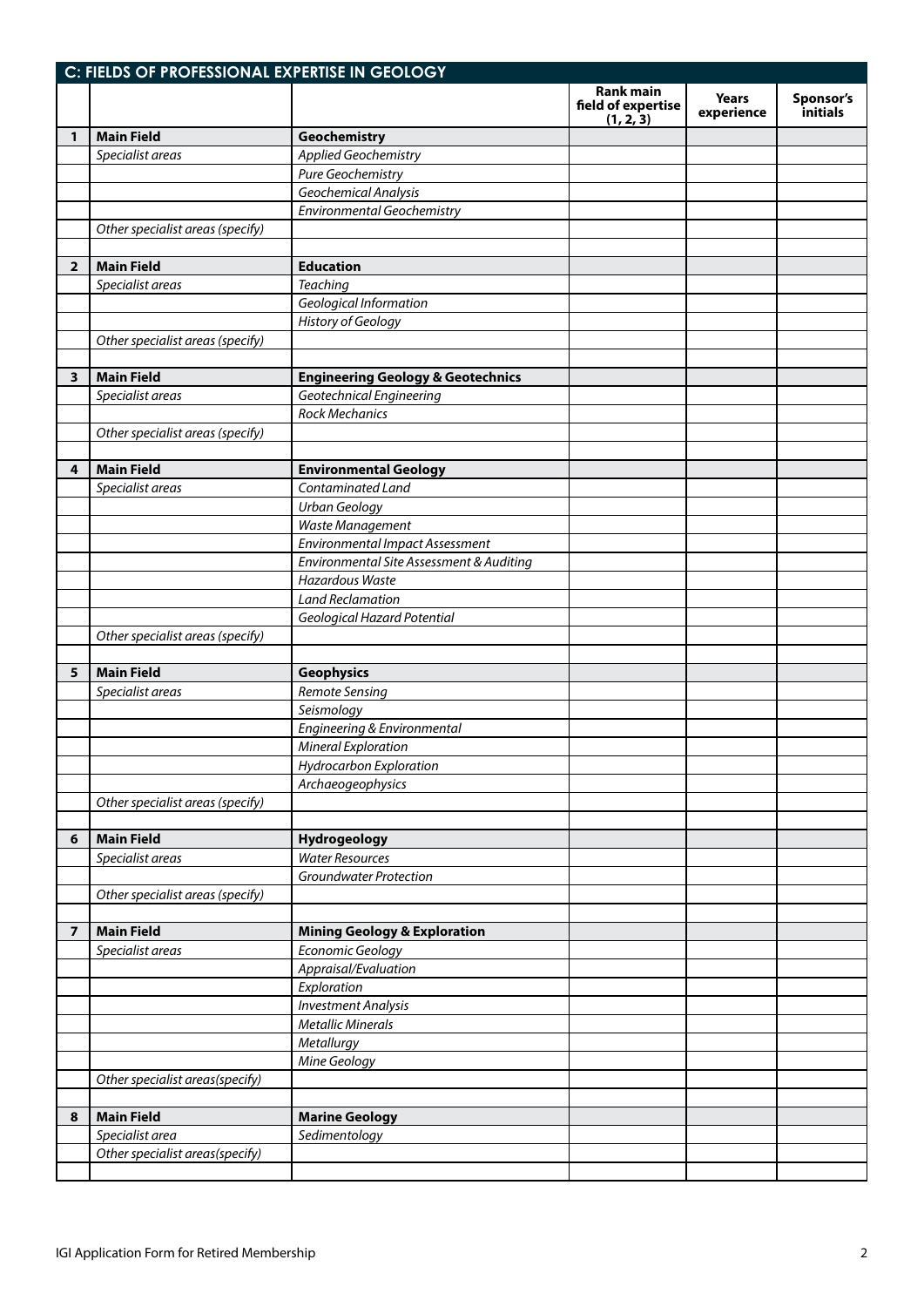## C: FIELDS OF PROFESSIONAL EXPERTISE IN GEOLOGY

| | | | Rank main field of expertise (1, 2, 3) | Years experience | Sponsor's initials |
|---|---|---|---|---|---|
| **1** | **Main Field** | **Geochemistry** | | | |
| | *Specialist areas* | *Applied Geochemistry* | | | |
| | | *Pure Geochemistry* | | | |
| | | *Geochemical Analysis* | | | |
| | | *Environmental Geochemistry* | | | |
| | *Other specialist areas (specify)* | | | | |
| | | | | | |
| **2** | **Main Field** | **Education** | | | |
| | *Specialist areas* | *Teaching* | | | |
| | | *Geological Information* | | | |
| | | *History of Geology* | | | |
| | *Other specialist areas (specify)* | | | | |
| | | | | | |
| **3** | **Main Field** | **Engineering Geology & Geotechnics** | | | |
| | *Specialist areas* | *Geotechnical Engineering* | | | |
| | | *Rock Mechanics* | | | |
| | *Other specialist areas (specify)* | | | | |
| | | | | | |
| **4** | **Main Field** | **Environmental Geology** | | | |
| | *Specialist areas* | *Contaminated Land* | | | |
| | | *Urban Geology* | | | |
| | | *Waste Management* | | | |
| | | *Environmental Impact Assessment* | | | |
| | | *Environmental Site Assessment & Auditing* | | | |
| | | *Hazardous Waste* | | | |
| | | *Land Reclamation* | | | |
| | | *Geological Hazard Potential* | | | |
| | *Other specialist areas (specify)* | | | | |
| | | | | | |
| **5** | **Main Field** | **Geophysics** | | | |
| | *Specialist areas* | *Remote Sensing* | | | |
| | | *Seismology* | | | |
| | | *Engineering & Environmental* | | | |
| | | *Mineral Exploration* | | | |
| | | *Hydrocarbon Exploration* | | | |
| | | *Archaeogeophysics* | | | |
| | *Other specialist areas (specify)* | | | | |
| | | | | | |
| **6** | **Main Field** | **Hydrogeology** | | | |
| | *Specialist areas* | *Water Resources* | | | |
| | | *Groundwater Protection* | | | |
| | *Other specialist areas (specify)* | | | | |
| | | | | | |
| **7** | **Main Field** | **Mining Geology & Exploration** | | | |
| | *Specialist areas* | *Economic Geology* | | | |
| | | *Appraisal/Evaluation* | | | |
| | | *Exploration* | | | |
| | | *Investment Analysis* | | | |
| | | *Metallic Minerals* | | | |
| | | *Metallurgy* | | | |
| | | *Mine Geology* | | | |
| | *Other specialist areas(specify)* | | | | |
| | | | | | |
| **8** | **Main Field** | **Marine Geology** | | | |
| | *Specialist area* | *Sedimentology* | | | |
| | *Other specialist areas(specify)* | | | | |
| | | | | | |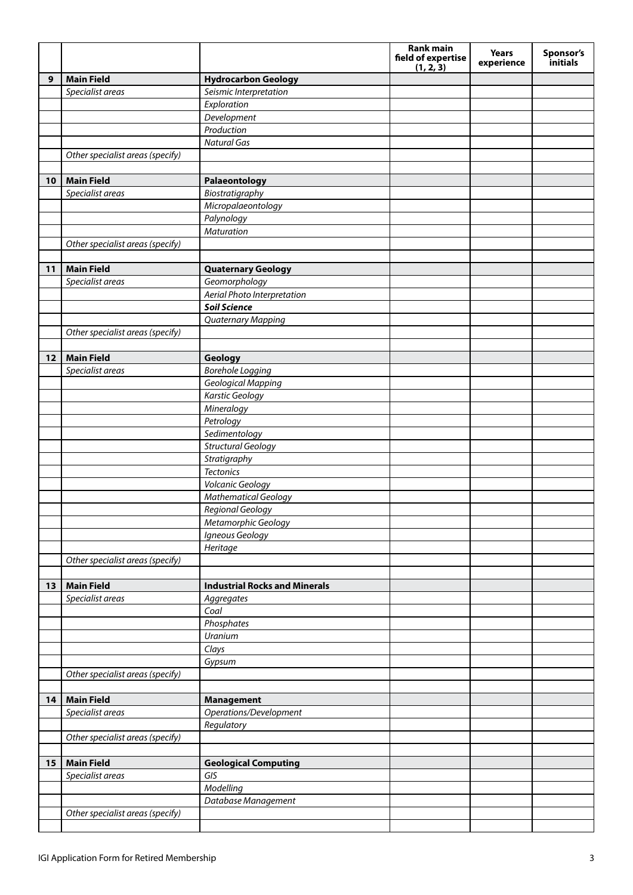| | | | Rank main field of expertise (1, 2, 3) | Years experience | Sponsor's initials |
|---|---|---|---|---|---|
| 9 | **Main Field** | **Hydrocarbon Geology** | | | |
| | *Specialist areas* | *Seismic Interpretation* | | | |
| | | *Exploration* | | | |
| | | *Development* | | | |
| | | *Production* | | | |
| | | *Natural Gas* | | | |
| | *Other specialist areas (specify)* | | | | |
| | | | | | |
| 10 | **Main Field** | **Palaeontology** | | | |
| | *Specialist areas* | *Biostratigraphy* | | | |
| | | *Micropalaeontology* | | | |
| | | *Palynology* | | | |
| | | *Maturation* | | | |
| | *Other specialist areas (specify)* | | | | |
| | | | | | |
| 11 | **Main Field** | **Quaternary Geology** | | | |
| | *Specialist areas* | *Geomorphology* | | | |
| | | *Aerial Photo Interpretation* | | | |
| | | ***Soil Science*** | | | |
| | | *Quaternary Mapping* | | | |
| | *Other specialist areas (specify)* | | | | |
| | | | | | |
| 12 | **Main Field** | **Geology** | | | |
| | *Specialist areas* | *Borehole Logging* | | | |
| | | *Geological Mapping* | | | |
| | | *Karstic Geology* | | | |
| | | *Mineralogy* | | | |
| | | *Petrology* | | | |
| | | *Sedimentology* | | | |
| | | *Structural Geology* | | | |
| | | *Stratigraphy* | | | |
| | | *Tectonics* | | | |
| | | *Volcanic Geology* | | | |
| | | *Mathematical Geology* | | | |
| | | *Regional Geology* | | | |
| | | *Metamorphic Geology* | | | |
| | | *Igneous Geology* | | | |
| | | *Heritage* | | | |
| | *Other specialist areas (specify)* | | | | |
| | | | | | |
| 13 | **Main Field** | **Industrial Rocks and Minerals** | | | |
| | *Specialist areas* | *Aggregates* | | | |
| | | *Coal* | | | |
| | | *Phosphates* | | | |
| | | *Uranium* | | | |
| | | *Clays* | | | |
| | | *Gypsum* | | | |
| | *Other specialist areas (specify)* | | | | |
| | | | | | |
| 14 | **Main Field** | **Management** | | | |
| | *Specialist areas* | *Operations/Development* | | | |
| | | *Regulatory* | | | |
| | *Other specialist areas (specify)* | | | | |
| | | | | | |
| 15 | **Main Field** | **Geological Computing** | | | |
| | *Specialist areas* | *GIS* | | | |
| | | *Modelling* | | | |
| | | *Database Management* | | | |
| | *Other specialist areas (specify)* | | | | |
| | | | | | |

IGI Application Form for Retired Membership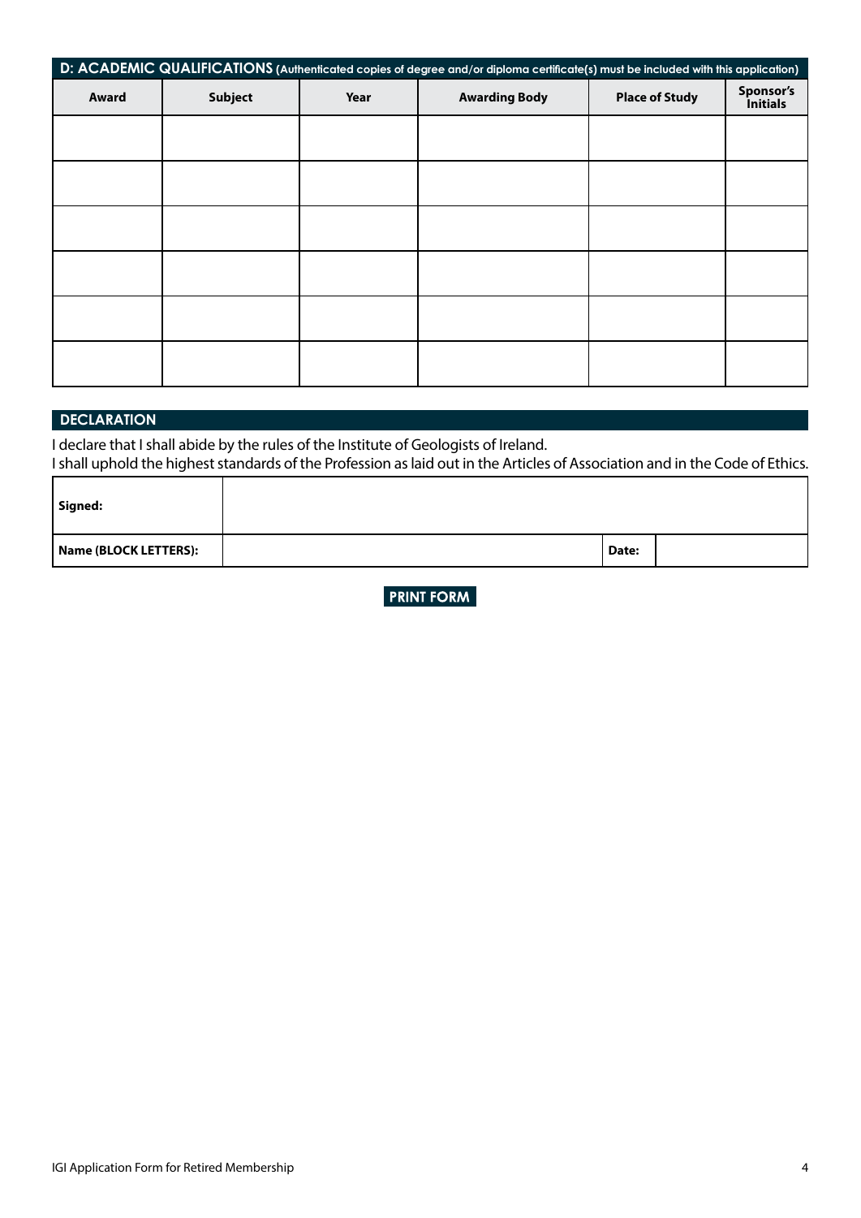## D: ACADEMIC QUALIFICATIONS (Authenticated copies of degree and/or diploma certificate(s) must be included with this application)

| Award | Subject | Year | Awarding Body | Place of Study | Sponsor's Initials |
|---|---|---|---|---|---|
| | | | | | |
| | | | | | |
| | | | | | |
| | | | | | |
| | | | | | |
| | | | | | |

## DECLARATION

I declare that I shall abide by the rules of the Institute of Geologists of Ireland.
I shall uphold the highest standards of the Profession as laid out in the Articles of Association and in the Code of Ethics.

| Signed: | | | |
|---|---|---|---|
| **Name (BLOCK LETTERS):** | | **Date:** | |

PRINT FORM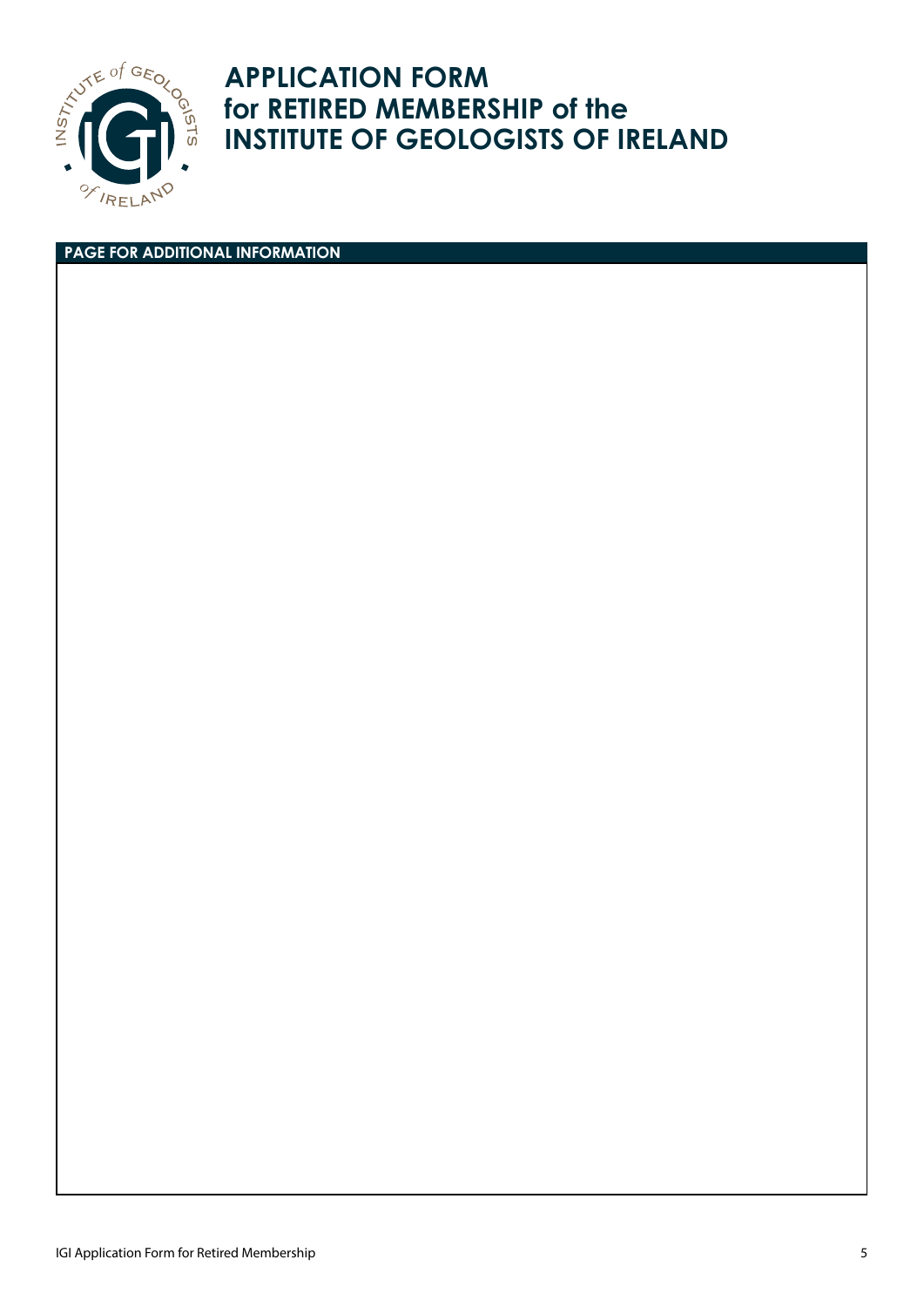# APPLICATION FORM for RETIRED MEMBERSHIP of the INSTITUTE OF GEOLOGISTS OF IRELAND

## PAGE FOR ADDITIONAL INFORMATION